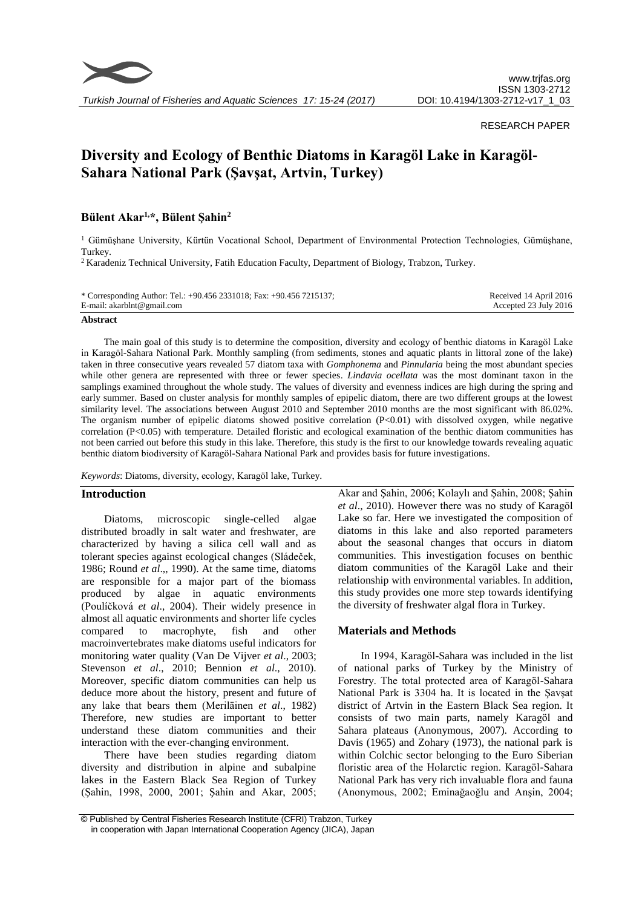RESEARCH PAPER

# Diversity and Ecology of Benthic Diatoms in Karagöl Lake in Karagöl-Sahara National Park (Şavşat, Artvin, Turkey)

**Bülent Akar[1,*], Bülent Şahin[2]**

[1] Gümüşhane University, Kürtün Vocational School, Department of Environmental Protection Technologies, Gümüşhane, Turkey.

[2] Karadeniz Technical University, Fatih Education Faculty, Department of Biology, Trabzon, Turkey.

\* Corresponding Author: Tel.: +90.456 2331018; Fax: +90.456 7215137;
E-mail: akarblnt@gmail.com

Received 14 April 2016
Accepted 23 July 2016

## Abstract

The main goal of this study is to determine the composition, diversity and ecology of benthic diatoms in Karagöl Lake in Karagöl-Sahara National Park. Monthly sampling (from sediments, stones and aquatic plants in littoral zone of the lake) taken in three consecutive years revealed 57 diatom taxa with *Gomphonema* and *Pinnularia* being the most abundant species while other genera are represented with three or fewer species. *Lindavia ocellata* was the most dominant taxon in the samplings examined throughout the whole study. The values of diversity and evenness indices are high during the spring and early summer. Based on cluster analysis for monthly samples of epipelic diatom, there are two different groups at the lowest similarity level. The associations between August 2010 and September 2010 months are the most significant with 86.02%. The organism number of epipelic diatoms showed positive correlation ($P<0.01$) with dissolved oxygen, while negative correlation ($P<0.05$) with temperature. Detailed floristic and ecological examination of the benthic diatom communities has not been carried out before this study in this lake. Therefore, this study is the first to our knowledge towards revealing aquatic benthic diatom biodiversity of Karagöl-Sahara National Park and provides basis for future investigations.

*Keywords*: Diatoms, diversity, ecology, Karagöl lake, Turkey.

## Introduction

Diatoms, microscopic single-celled algae distributed broadly in salt water and freshwater, are characterized by having a silica cell wall and as tolerant species against ecological changes (Sládeček, 1986; Round *et al*.,, 1990). At the same time, diatoms are responsible for a major part of the biomass produced by algae in aquatic environments (Poulíčková *et al*., 2004). Their widely presence in almost all aquatic environments and shorter life cycles compared to macrophyte, fish and other macroinvertebrates make diatoms useful indicators for monitoring water quality (Van De Vijver *et al*., 2003; Stevenson *et al*., 2010; Bennion *et al*., 2010). Moreover, specific diatom communities can help us deduce more about the history, present and future of any lake that bears them (Meriläinen *et al*., 1982) Therefore, new studies are important to better understand these diatom communities and their interaction with the ever-changing environment.

There have been studies regarding diatom diversity and distribution in alpine and subalpine lakes in the Eastern Black Sea Region of Turkey (Şahin, 1998, 2000, 2001; Şahin and Akar, 2005; Akar and Şahin, 2006; Kolaylı and Şahin, 2008; Şahin *et al*., 2010). However there was no study of Karagöl Lake so far. Here we investigated the composition of diatoms in this lake and also reported parameters about the seasonal changes that occurs in diatom communities. This investigation focuses on benthic diatom communities of the Karagöl Lake and their relationship with environmental variables. In addition, this study provides one more step towards identifying the diversity of freshwater algal flora in Turkey.

## Materials and Methods

In 1994, Karagöl-Sahara was included in the list of national parks of Turkey by the Ministry of Forestry. The total protected area of Karagöl-Sahara National Park is 3304 ha. It is located in the Şavşat district of Artvin in the Eastern Black Sea region. It consists of two main parts, namely Karagöl and Sahara plateaus (Anonymous, 2007). According to Davis (1965) and Zohary (1973), the national park is within Colchic sector belonging to the Euro Siberian floristic area of the Holarctic region. Karagöl-Sahara National Park has very rich invaluable flora and fauna (Anonymous, 2002; Eminağaoğlu and Anşin, 2004;

© Published by Central Fisheries Research Institute (CFRI) Trabzon, Turkey in cooperation with Japan International Cooperation Agency (JICA), Japan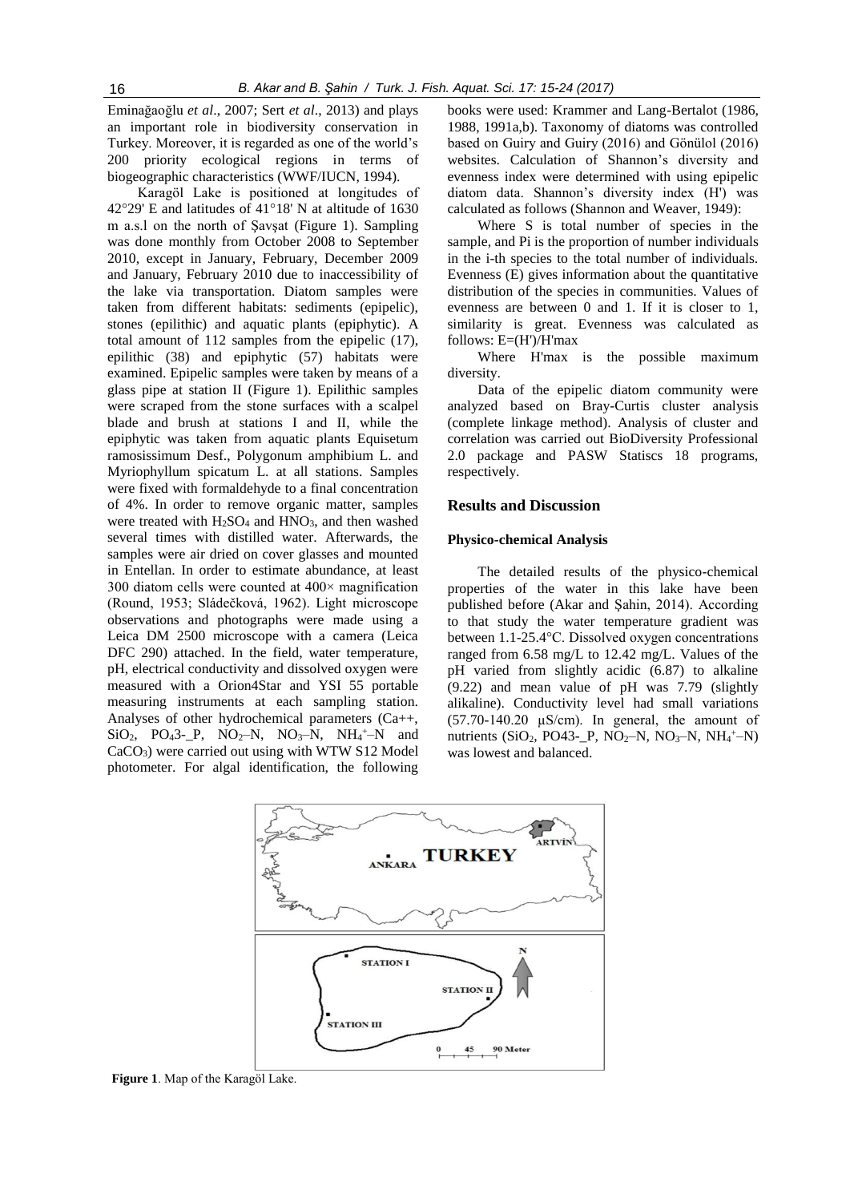Eminağaoğlu *et al*., 2007; Sert *et al*., 2013) and plays an important role in biodiversity conservation in Turkey. Moreover, it is regarded as one of the world's 200 priority ecological regions in terms of biogeographic characteristics (WWF/IUCN, 1994).

Karagöl Lake is positioned at longitudes of 42°29' E and latitudes of 41°18' N at altitude of 1630 m a.s.l on the north of Şavşat (Figure 1). Sampling was done monthly from October 2008 to September 2010, except in January, February, December 2009 and January, February 2010 due to inaccessibility of the lake via transportation. Diatom samples were taken from different habitats: sediments (epipelic), stones (epilithic) and aquatic plants (epiphytic). A total amount of 112 samples from the epipelic (17), epilithic (38) and epiphytic (57) habitats were examined. Epipelic samples were taken by means of a glass pipe at station II (Figure 1). Epilithic samples were scraped from the stone surfaces with a scalpel blade and brush at stations I and II, while the epiphytic was taken from aquatic plants Equisetum ramosissimum Desf., Polygonum amphibium L. and Myriophyllum spicatum L. at all stations. Samples were fixed with formaldehyde to a final concentration of 4%. In order to remove organic matter, samples were treated with $H_2SO_4$ and $HNO_3$, and then washed several times with distilled water. Afterwards, the samples were air dried on cover glasses and mounted in Entellan. In order to estimate abundance, at least 300 diatom cells were counted at 400× magnification (Round, 1953; Sládečková, 1962). Light microscope observations and photographs were made using a Leica DM 2500 microscope with a camera (Leica DFC 290) attached. In the field, water temperature, pH, electrical conductivity and dissolved oxygen were measured with a Orion4Star and YSI 55 portable measuring instruments at each sampling station. Analyses of other hydrochemical parameters ($Ca^{++}$, $SiO_2$, $PO_4$3-_P, $NO_2$–N, $NO_3$–N, $NH_4^+$–N and $CaCO_3$) were carried out using with WTW S12 Model photometer. For algal identification, the following books were used: Krammer and Lang-Bertalot (1986, 1988, 1991a,b). Taxonomy of diatoms was controlled based on Guiry and Guiry (2016) and Gönülol (2016) websites. Calculation of Shannon's diversity and evenness index were determined with using epipelic diatom data. Shannon's diversity index (H') was calculated as follows (Shannon and Weaver, 1949):

Where S is total number of species in the sample, and Pi is the proportion of number individuals in the i-th species to the total number of individuals. Evenness (E) gives information about the quantitative distribution of the species in communities. Values of evenness are between 0 and 1. If it is closer to 1, similarity is great. Evenness was calculated as follows: E=(H')/H'max

Where H'max is the possible maximum diversity.

Data of the epipelic diatom community were analyzed based on Bray-Curtis cluster analysis (complete linkage method). Analysis of cluster and correlation was carried out BioDiversity Professional 2.0 package and PASW Statiscs 18 programs, respectively.

## Results and Discussion

### Physico-chemical Analysis

The detailed results of the physico-chemical properties of the water in this lake have been published before (Akar and Şahin, 2014). According to that study the water temperature gradient was between 1.1-25.4°C. Dissolved oxygen concentrations ranged from 6.58 mg/L to 12.42 mg/L. Values of the pH varied from slightly acidic (6.87) to alkaline (9.22) and mean value of pH was 7.79 (slightly alikaline). Conductivity level had small variations (57.70-140.20 µS/cm). In general, the amount of nutrients ($SiO_2$, PO43-_P, $NO_2$–N, $NO_3$–N, $NH_4^+$–N) was lowest and balanced.

ARTVİN
ANKARA
TURKEY
STATION I
STATION II
STATION III
N
0 45 90 Meter

**Figure 1**. Map of the Karagöl Lake.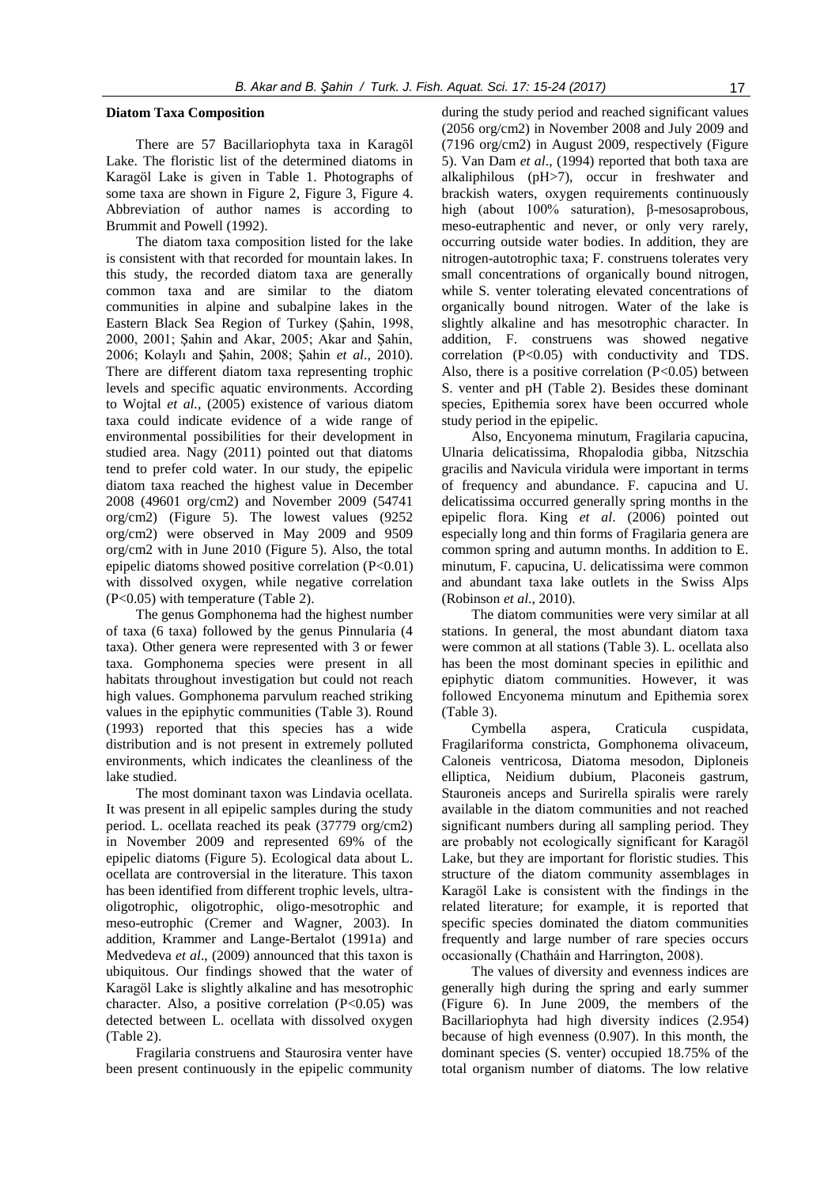### Diatom Taxa Composition

There are 57 Bacillariophyta taxa in Karagöl Lake. The floristic list of the determined diatoms in Karagöl Lake is given in Table 1. Photographs of some taxa are shown in Figure 2, Figure 3, Figure 4. Abbreviation of author names is according to Brummit and Powell (1992).

The diatom taxa composition listed for the lake is consistent with that recorded for mountain lakes. In this study, the recorded diatom taxa are generally common taxa and are similar to the diatom communities in alpine and subalpine lakes in the Eastern Black Sea Region of Turkey (Şahin, 1998, 2000, 2001; Şahin and Akar, 2005; Akar and Şahin, 2006; Kolaylı and Şahin, 2008; Şahin *et al*., 2010). There are different diatom taxa representing trophic levels and specific aquatic environments. According to Wojtal *et al.*, (2005) existence of various diatom taxa could indicate evidence of a wide range of environmental possibilities for their development in studied area. Nagy (2011) pointed out that diatoms tend to prefer cold water. In our study, the epipelic diatom taxa reached the highest value in December 2008 (49601 org/cm2) and November 2009 (54741 org/cm2) (Figure 5). The lowest values (9252 org/cm2) were observed in May 2009 and 9509 org/cm2 with in June 2010 (Figure 5). Also, the total epipelic diatoms showed positive correlation ($P<0.01$) with dissolved oxygen, while negative correlation ($P<0.05$) with temperature (Table 2).

The genus Gomphonema had the highest number of taxa (6 taxa) followed by the genus Pinnularia (4 taxa). Other genera were represented with 3 or fewer taxa. Gomphonema species were present in all habitats throughout investigation but could not reach high values. Gomphonema parvulum reached striking values in the epiphytic communities (Table 3). Round (1993) reported that this species has a wide distribution and is not present in extremely polluted environments, which indicates the cleanliness of the lake studied.

The most dominant taxon was Lindavia ocellata. It was present in all epipelic samples during the study period. L. ocellata reached its peak (37779 org/cm2) in November 2009 and represented 69% of the epipelic diatoms (Figure 5). Ecological data about L. ocellata are controversial in the literature. This taxon has been identified from different trophic levels, ultra-oligotrophic, oligotrophic, oligo-mesotrophic and meso-eutrophic (Cremer and Wagner, 2003). In addition, Krammer and Lange-Bertalot (1991a) and Medvedeva *et al*., (2009) announced that this taxon is ubiquitous. Our findings showed that the water of Karagöl Lake is slightly alkaline and has mesotrophic character. Also, a positive correlation ($P<0.05$) was detected between L. ocellata with dissolved oxygen (Table 2).

Fragilaria construens and Staurosira venter have been present continuously in the epipelic community during the study period and reached significant values (2056 org/cm2) in November 2008 and July 2009 and (7196 org/cm2) in August 2009, respectively (Figure 5). Van Dam *et al*., (1994) reported that both taxa are alkaliphilous (pH>7), occur in freshwater and brackish waters, oxygen requirements continuously high (about 100% saturation), β-mesosaprobous, meso-eutraphentic and never, or only very rarely, occurring outside water bodies. In addition, they are nitrogen-autotrophic taxa; F. construens tolerates very small concentrations of organically bound nitrogen, while S. venter tolerating elevated concentrations of organically bound nitrogen. Water of the lake is slightly alkaline and has mesotrophic character. In addition, F. construens was showed negative correlation ($P<0.05$) with conductivity and TDS. Also, there is a positive correlation ($P<0.05$) between S. venter and pH (Table 2). Besides these dominant species, Epithemia sorex have been occurred whole study period in the epipelic.

Also, Encyonema minutum, Fragilaria capucina, Ulnaria delicatissima, Rhopalodia gibba, Nitzschia gracilis and Navicula viridula were important in terms of frequency and abundance. F. capucina and U. delicatissima occurred generally spring months in the epipelic flora. King *et al*. (2006) pointed out especially long and thin forms of Fragilaria genera are common spring and autumn months. In addition to E. minutum, F. capucina, U. delicatissima were common and abundant taxa lake outlets in the Swiss Alps (Robinson *et al*., 2010).

The diatom communities were very similar at all stations. In general, the most abundant diatom taxa were common at all stations (Table 3). L. ocellata also has been the most dominant species in epilithic and epiphytic diatom communities. However, it was followed Encyonema minutum and Epithemia sorex (Table 3).

Cymbella aspera, Craticula cuspidata, Fragilariforma constricta, Gomphonema olivaceum, Caloneis ventricosa, Diatoma mesodon, Diploneis elliptica, Neidium dubium, Placoneis gastrum, Stauroneis anceps and Surirella spiralis were rarely available in the diatom communities and not reached significant numbers during all sampling period. They are probably not ecologically significant for Karagöl Lake, but they are important for floristic studies. This structure of the diatom community assemblages in Karagöl Lake is consistent with the findings in the related literature; for example, it is reported that specific species dominated the diatom communities frequently and large number of rare species occurs occasionally (Chatháin and Harrington, 2008).

The values of diversity and evenness indices are generally high during the spring and early summer (Figure 6). In June 2009, the members of the Bacillariophyta had high diversity indices (2.954) because of high evenness (0.907). In this month, the dominant species (S. venter) occupied 18.75% of the total organism number of diatoms. The low relative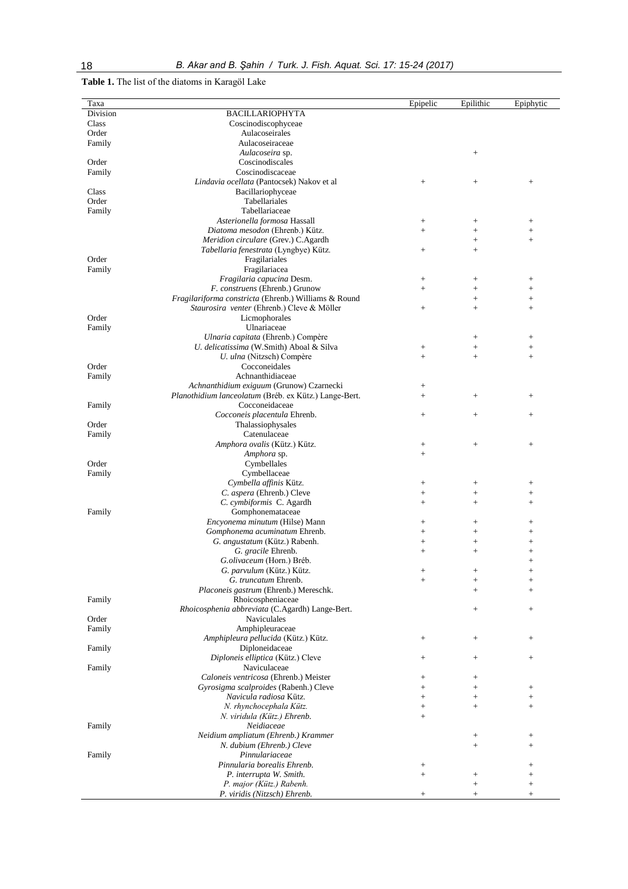**Table 1.** The list of the diatoms in Karagöl Lake

| Taxa | | Epipelic | Epilithic | Epiphytic |
|---|---|---|---|---|
| Division | BACILLARIOPHYTA | | | |
| Class | Coscinodiscophyceae | | | |
| Order | Aulacoseirales | | | |
| Family | Aulacoseiraceae | | | |
| | *Aulacoseira* sp. | | + | |
| Order | Coscinodiscales | | | |
| Family | Coscinodiscaceae | | | |
| | *Lindavia ocellata* (Pantocsek) Nakov et al | + | + | + |
| Class | Bacillariophyceae | | | |
| Order | Tabellariales | | | |
| Family | Tabellariaceae | | | |
| | *Asterionella formosa* Hassall | + | + | + |
| | *Diatoma mesodon* (Ehrenb.) Kütz. | + | + | + |
| | *Meridion circulare* (Grev.) C.Agardh | | + | + |
| | *Tabellaria fenestrata* (Lyngbye) Kütz. | + | + | |
| Order | Fragilariales | | | |
| Family | Fragilariacea | | | |
| | *Fragilaria capucina* Desm. | + | + | + |
| | *F. construens* (Ehrenb.) Grunow | + | + | + |
| | *Fragilariforma constricta* (Ehrenb.) Williams & Round | | + | + |
| | *Staurosira venter* (Ehrenb.) Cleve & Möller | + | + | + |
| Order | Licmophorales | | | |
| Family | Ulnariaceae | | | |
| | *Ulnaria capitata* (Ehrenb.) Compère | | + | + |
| | *U. delicatissima* (W.Smith) Aboal & Silva | + | + | + |
| | *U. ulna* (Nitzsch) Compère | + | + | + |
| Order | Cocconeidales | | | |
| Family | Achnanthidiaceae | | | |
| | *Achnanthidium exiguum* (Grunow) Czarnecki | + | | |
| | *Planothidium lanceolatum* (Bréb. ex Kütz.) Lange-Bert. | + | + | + |
| Family | Cocconeidaceae | | | |
| | *Cocconeis placentula* Ehrenb. | + | + | + |
| Order | Thalassiophysales | | | |
| Family | Catenulaceae | | | |
| | *Amphora ovalis* (Kütz.) Kütz. | + | + | + |
| | *Amphora* sp. | + | | |
| Order | Cymbellales | | | |
| Family | Cymbellaceae | | | |
| | *Cymbella affinis* Kütz. | + | + | + |
| | *C. aspera* (Ehrenb.) Cleve | + | + | + |
| | *C. cymbiformis* C. Agardh | + | + | + |
| Family | Gomphonemataceae | | | |
| | *Encyonema minutum* (Hilse) Mann | + | + | + |
| | *Gomphonema acuminatum* Ehrenb. | + | + | + |
| | *G. angustatum* (Kütz.) Rabenh. | + | + | + |
| | *G. gracile* Ehrenb. | + | + | + |
| | *G.olivaceum* (Horn.) Bréb. | | | + |
| | *G. parvulum* (Kütz.) Kütz. | + | + | + |
| | *G. truncatum* Ehrenb. | + | + | + |
| | *Placoneis gastrum* (Ehrenb.) Mereschk. | | + | + |
| Family | Rhoicospheniaceae | | | |
| | *Rhoicosphenia abbreviata* (C.Agardh) Lange-Bert. | | + | + |
| Order | Naviculales | | | |
| Family | Amphipleuraceae | | | |
| | *Amphipleura pellucida* (Kütz.) Kütz. | + | + | + |
| Family | Diploneidaceae | | | |
| | *Diploneis elliptica* (Kütz.) Cleve | + | + | + |
| Family | Naviculaceae | | | |
| | *Caloneis ventricosa* (Ehrenb.) Meister | + | + | |
| | *Gyrosigma scalproides* (Rabenh.) Cleve | + | + | + |
| | *Navicula radiosa* Kütz. | + | + | + |
| | *N. rhynchocephala Kütz.* | + | + | + |
| | *N. viridula (Kütz.) Ehrenb.* | + | | |
| Family | *Neidiaceae* | | | |
| | *Neidium ampliatum (Ehrenb.) Krammer* | | + | + |
| | *N. dubium (Ehrenb.) Cleve* | | + | + |
| Family | *Pinnulariaceae* | | | |
| | *Pinnularia borealis Ehrenb.* | + | | + |
| | *P. interrupta W. Smith.* | + | + | + |
| | *P. major (Kütz.) Rabenh.* | | + | + |
| | *P. viridis (Nitzsch) Ehrenb.* | + | + | + |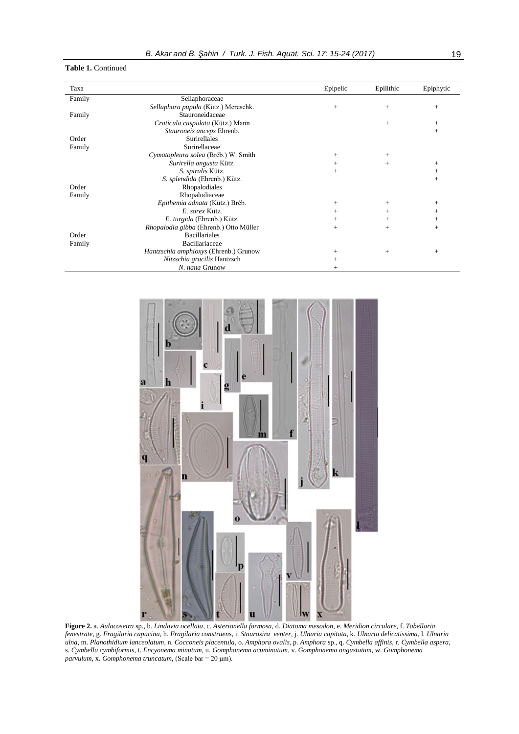**Table 1.** Continued

| Taxa | | Epipelic | Epilithic | Epiphytic |
|---|---|---|---|---|
| Family | Sellaphoraceae | | | |
| | *Sellaphora pupula* (Kütz.) Mereschk. | + | + | + |
| Family | Stauroneidaceae | | | |
| | *Craticula cuspidata* (Kütz.) Mann | | + | + |
| | *Stauroneis anceps* Ehrenb. | | | + |
| Order | Surirellales | | | |
| Family | Surirellaceae | | | |
| | *Cymatopleura solea* (Bréb.) W. Smith | + | + | |
| | *Surirella angusta* Kütz. | + | + | + |
| | *S. spiralis* Kütz. | + | | + |
| | *S. splendida* (Ehrenb.) Kütz. | | | + |
| Order | Rhopalodiales | | | |
| Family | Rhopalodiaceae | | | |
| | *Epithemia adnata* (Kütz.) Bréb. | + | + | + |
| | *E. sorex* Kütz. | + | + | + |
| | *E. turgida* (Ehrenb.) Kütz. | + | + | + |
| | *Rhopalodia gibba* (Ehrenb.) Otto Müller | + | + | + |
| Order | Bacillariales | | | |
| Family | Bacillariaceae | | | |
| | *Hantzschia amphioxys* (Ehrenb.) Grunow | + | + | + |
| | *Nitzschia gracilis* Hantzsch | + | | |
| | *N. nana* Grunow | + | | |

**Figure 2.** a. *Aulacoseira* sp., b. *Lindavia ocellata*, c. *Asterionella formosa*, d. *Diatoma mesodon*, e. *Meridion circulare*, f. *Tabellaria fenestrate*, g. *Fragilaria capucina*, h. *Fragilaria construens*, i. *Staurosira venter*, j. *Ulnaria capitata*, k. *Ulnaria delicatissima*, l. *Ulnaria ulna*, m. *Planothidium lanceolatum*, n. *Cocconeis placentula*, o. *Amphora ovalis*, p. *Amphora* sp., q. *Cymbella affinis*, r. *Cymbella aspera*, s. *Cymbella cymbiformis*, t. *Encyonema minutum*, u. *Gomphonema acuminatum*, v. *Gomphonema angustatum*, w. *Gomphonema parvulum*, x. *Gomphonema truncatum*, (Scale bar = 20 µm).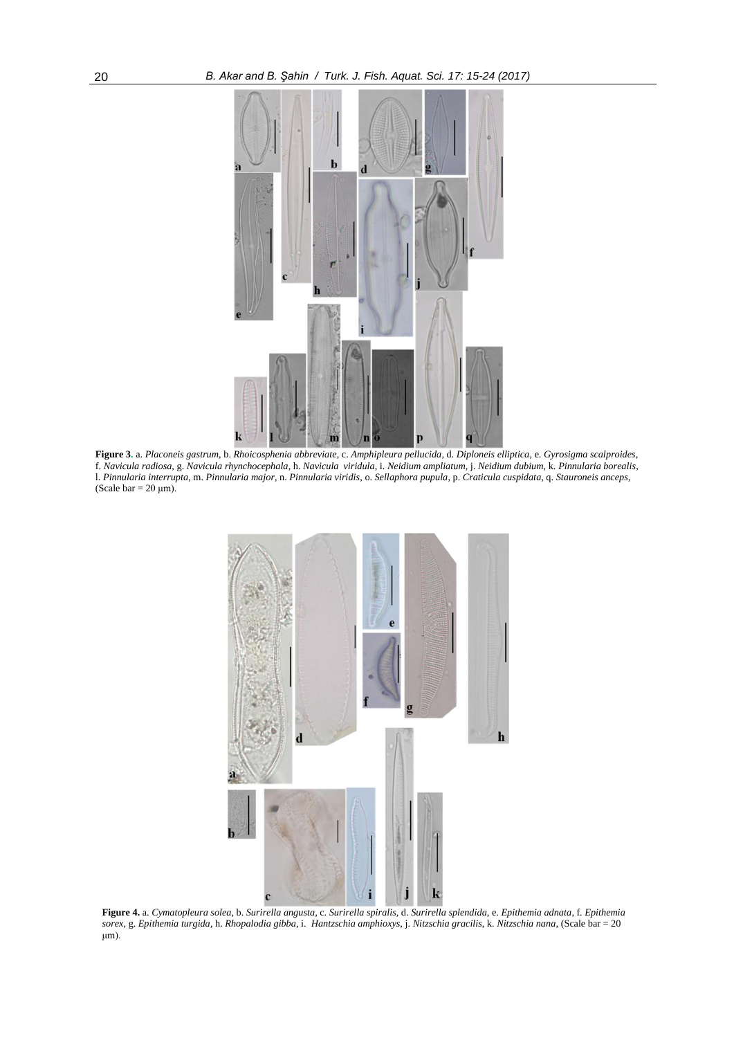**Figure 3**. a. *Placoneis gastrum*, b. *Rhoicosphenia abbreviate*, c. *Amphipleura pellucida*, d. *Diploneis elliptica*, e. *Gyrosigma scalproides*, f. *Navicula radiosa*, g. *Navicula rhynchocephala*, h. *Navicula viridula*, i. *Neidium ampliatum*, j. *Neidium dubium*, k. *Pinnularia borealis*, l. *Pinnularia interrupta*, m. *Pinnularia major*, n. *Pinnularia viridis*, o. *Sellaphora pupula*, p. *Craticula cuspidata*, q. *Stauroneis anceps*, (Scale bar = 20 µm).

**Figure 4.** a. *Cymatopleura solea*, b. *Surirella angusta*, c. *Surirella spiralis*, d. *Surirella splendida*, e. *Epithemia adnata*, f. *Epithemia sorex*, g. *Epithemia turgida*, h. *Rhopalodia gibba*, i. *Hantzschia amphioxys*, j. *Nitzschia gracilis*, k. *Nitzschia nana*, (Scale bar = 20 µm).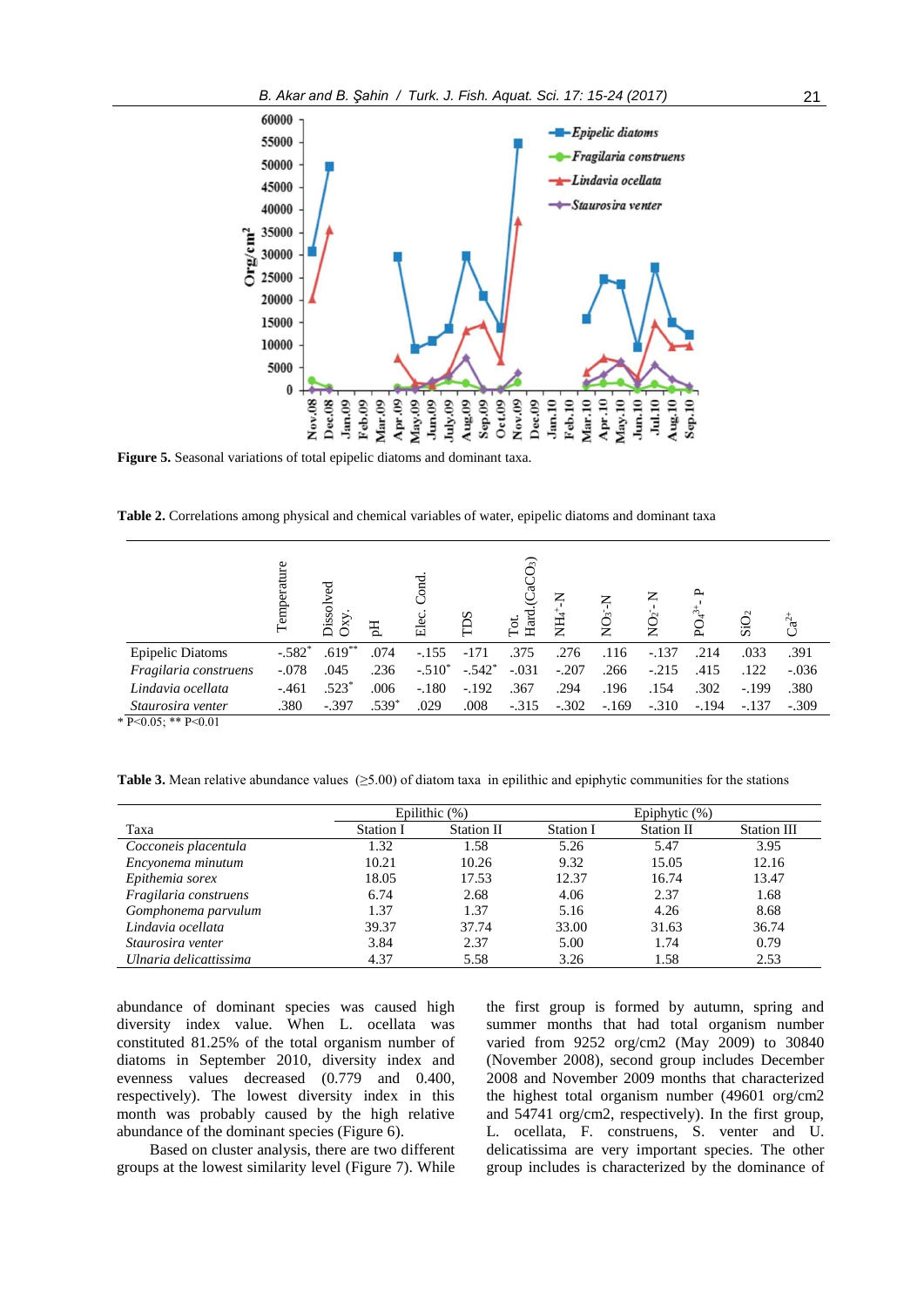60000
55000
50000
45000
40000
35000
30000
25000
20000
15000
10000
5000
0

Org/cm²

Epipelic diatoms
Fragilaria construens
Lindavia ocellata
Staurosira venter

Nov.08 Dec.08 Jan.09 Feb.09 Mar.09 Apr.09 May.09 Jun.09 July.09 Aug.09 Sep.09 Oct.09 Nov.09 Dec.09 Jan.10 Feb.10 Mar.10 Apr.10 May.10 Jun.10 Jul.10 Aug.10 Sep.10

**Figure 5.** Seasonal variations of total epipelic diatoms and dominant taxa.

**Table 2.** Correlations among physical and chemical variables of water, epipelic diatoms and dominant taxa

| | Temperature | Dissolved Oxy. | pH | Elec. Cond. | TDS | Tot. Hard.($CaCO_3$) | $NH_4^+$-N | $NO_3^-$-N | $NO_2^-$-N | $PO_4^{3-}$-P | $SiO_2$ | $Ca^{2+}$ |
|---|---|---|---|---|---|---|---|---|---|---|---|---|
| Epipelic Diatoms | -.582* | .619** | .074 | -.155 | -171 | .375 | .276 | .116 | -.137 | .214 | .033 | .391 |
| *Fragilaria construens* | -.078 | .045 | .236 | -.510* | -.542* | -.031 | -.207 | .266 | -.215 | .415 | .122 | -.036 |
| *Lindavia ocellata* | -.461 | .523* | .006 | -.180 | -.192 | .367 | .294 | .196 | .154 | .302 | -.199 | .380 |
| *Staurosira venter* | .380 | -.397 | .539* | .029 | .008 | -.315 | -.302 | -.169 | -.310 | -.194 | -.137 | -.309 |

* P<0.05; ** P<0.01

**Table 3.** Mean relative abundance values (≥5.00) of diatom taxa in epilithic and epiphytic communities for the stations

| | Epilithic (%) | | Epiphytic (%) | | |
|---|---|---|---|---|---|
| Taxa | Station I | Station II | Station I | Station II | Station III |
| *Cocconeis placentula* | 1.32 | 1.58 | 5.26 | 5.47 | 3.95 |
| *Encyonema minutum* | 10.21 | 10.26 | 9.32 | 15.05 | 12.16 |
| *Epithemia sorex* | 18.05 | 17.53 | 12.37 | 16.74 | 13.47 |
| *Fragilaria construens* | 6.74 | 2.68 | 4.06 | 2.37 | 1.68 |
| *Gomphonema parvulum* | 1.37 | 1.37 | 5.16 | 4.26 | 8.68 |
| *Lindavia ocellata* | 39.37 | 37.74 | 33.00 | 31.63 | 36.74 |
| *Staurosira venter* | 3.84 | 2.37 | 5.00 | 1.74 | 0.79 |
| *Ulnaria delicattissima* | 4.37 | 5.58 | 3.26 | 1.58 | 2.53 |

abundance of dominant species was caused high diversity index value. When L. ocellata was constituted 81.25% of the total organism number of diatoms in September 2010, diversity index and evenness values decreased (0.779 and 0.400, respectively). The lowest diversity index in this month was probably caused by the high relative abundance of the dominant species (Figure 6).

Based on cluster analysis, there are two different groups at the lowest similarity level (Figure 7). While the first group is formed by autumn, spring and summer months that had total organism number varied from 9252 org/cm2 (May 2009) to 30840 (November 2008), second group includes December 2008 and November 2009 months that characterized the highest total organism number (49601 org/cm2 and 54741 org/cm2, respectively). In the first group, L. ocellata, F. construens, S. venter and U. delicatissima are very important species. The other group includes is characterized by the dominance of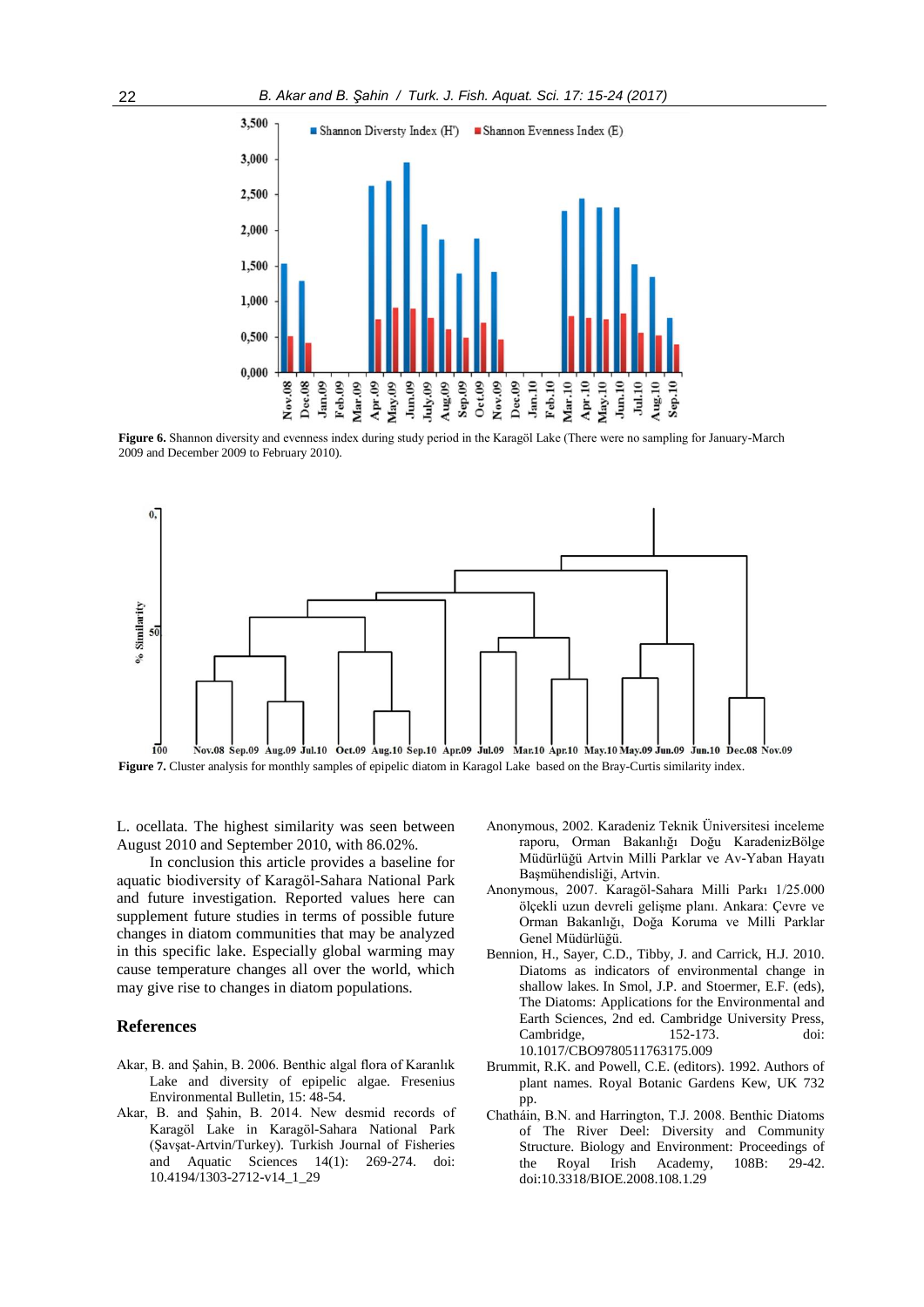3,500
Shannon Diversty Index (H') Shannon Evenness Index (E)
3,000
2,500
2,000
1,500
1,000
0,500
0,000
Nov.08 Dec.08 Jan.09 Feb.09 Mar.09 Apr.09 May.09 Jun.09 July.09 Aug.09 Sep.09 Oct.09 Nov.09 Dec.09 Jan.10 Feb.10 Mar.10 Apr.10 May.10 Jun.10 Jul.10 Aug.10 Sep.10

**Figure 6.** Shannon diversity and evenness index during study period in the Karagöl Lake (There were no sampling for January-March 2009 and December 2009 to February 2010).

% Similarity
0,
50
100
Nov.08 Sep.09 Aug.09 Jul.10 Oct.09 Aug.10 Sep.10 Apr.09 Jul.09 Mar.10 Apr.10 May.10 May.09 Jun.09 Jun.10 Dec.08 Nov.09

**Figure 7.** Cluster analysis for monthly samples of epipelic diatom in Karagol Lake based on the Bray-Curtis similarity index.

L. ocellata. The highest similarity was seen between August 2010 and September 2010, with 86.02%.

In conclusion this article provides a baseline for aquatic biodiversity of Karagöl-Sahara National Park and future investigation. Reported values here can supplement future studies in terms of possible future changes in diatom communities that may be analyzed in this specific lake. Especially global warming may cause temperature changes all over the world, which may give rise to changes in diatom populations.

## References

Akar, B. and Şahin, B. 2006. Benthic algal flora of Karanlık Lake and diversity of epipelic algae. Fresenius Environmental Bulletin, 15: 48-54.

Akar, B. and Şahin, B. 2014. New desmid records of Karagöl Lake in Karagöl-Sahara National Park (Şavşat-Artvin/Turkey). Turkish Journal of Fisheries and Aquatic Sciences 14(1): 269-274. doi: 10.4194/1303-2712-v14_1_29

Anonymous, 2002. Karadeniz Teknik Üniversitesi inceleme raporu, Orman Bakanlığı Doğu KaradenizBölge Müdürlüğü Artvin Milli Parklar ve Av-Yaban Hayatı Başmühendisliği, Artvin.

Anonymous, 2007. Karagöl-Sahara Milli Parkı 1/25.000 ölçekli uzun devreli gelişme planı. Ankara: Çevre ve Orman Bakanlığı, Doğa Koruma ve Milli Parklar Genel Müdürlüğü.

Bennion, H., Sayer, C.D., Tibby, J. and Carrick, H.J. 2010. Diatoms as indicators of environmental change in shallow lakes. In Smol, J.P. and Stoermer, E.F. (eds), The Diatoms: Applications for the Environmental and Earth Sciences, 2nd ed. Cambridge University Press, Cambridge, 152-173. doi: 10.1017/CBO9780511763175.009

Brummit, R.K. and Powell, C.E. (editors). 1992. Authors of plant names. Royal Botanic Gardens Kew, UK 732 pp.

Chatháin, B.N. and Harrington, T.J. 2008. Benthic Diatoms of The River Deel: Diversity and Community Structure. Biology and Environment: Proceedings of the Royal Irish Academy, 108B: 29-42. doi:10.3318/BIOE.2008.108.1.29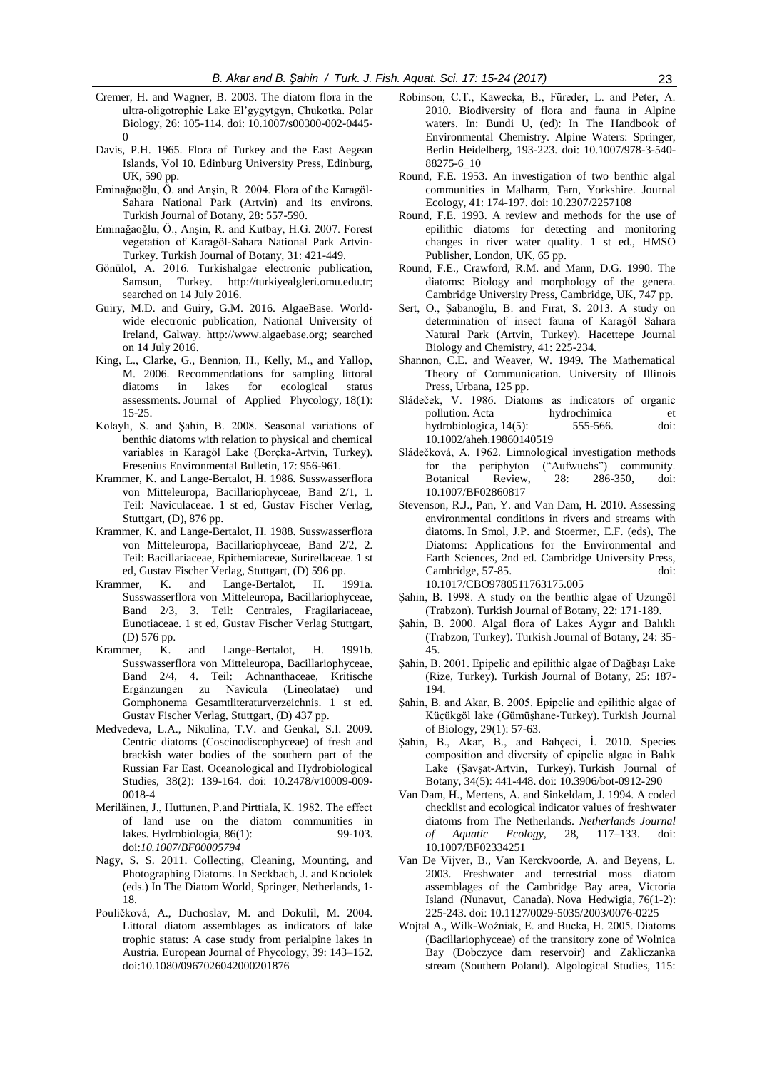Cremer, H. and Wagner, B. 2003. The diatom flora in the ultra-oligotrophic Lake El'gygytgyn, Chukotka. Polar Biology, 26: 105-114. doi: 10.1007/s00300-002-0445-0

Davis, P.H. 1965. Flora of Turkey and the East Aegean Islands, Vol 10. Edinburg University Press, Edinburg, UK, 590 pp.

Eminağaoğlu, Ö. and Anşin, R. 2004. Flora of the Karagöl-Sahara National Park (Artvin) and its environs. Turkish Journal of Botany, 28: 557-590.

Eminağaoğlu, Ö., Anşin, R. and Kutbay, H.G. 2007. Forest vegetation of Karagöl-Sahara National Park Artvin-Turkey. Turkish Journal of Botany, 31: 421-449.

Gönülol, A. 2016. Turkishalgae electronic publication, Samsun, Turkey. http://turkiyealgleri.omu.edu.tr; searched on 14 July 2016.

Guiry, M.D. and Guiry, G.M. 2016. AlgaeBase. World-wide electronic publication, National University of Ireland, Galway. http://www.algaebase.org; searched on 14 July 2016.

King, L., Clarke, G., Bennion, H., Kelly, M., and Yallop, M. 2006. Recommendations for sampling littoral diatoms in lakes for ecological status assessments. Journal of Applied Phycology, 18(1): 15-25.

Kolaylı, S. and Şahin, B. 2008. Seasonal variations of benthic diatoms with relation to physical and chemical variables in Karagöl Lake (Borçka-Artvin, Turkey). Fresenius Environmental Bulletin, 17: 956-961.

Krammer, K. and Lange-Bertalot, H. 1986. Susswasserflora von Mitteleuropa, Bacillariophyceae, Band 2/1, 1. Teil: Naviculaceae. 1 st ed, Gustav Fischer Verlag, Stuttgart, (D), 876 pp.

Krammer, K. and Lange-Bertalot, H. 1988. Susswasserflora von Mitteleuropa, Bacillariophyceae, Band 2/2, 2. Teil: Bacillariaceae, Epithemiaceae, Surirellaceae. 1 st ed, Gustav Fischer Verlag, Stuttgart, (D) 596 pp.

Krammer, K. and Lange-Bertalot, H. 1991a. Susswasserflora von Mitteleuropa, Bacillariophyceae, Band 2/3, 3. Teil: Centrales, Fragilariaceae, Eunotiaceae. 1 st ed, Gustav Fischer Verlag Stuttgart, (D) 576 pp.

Krammer, K. and Lange-Bertalot, H. 1991b. Susswasserflora von Mitteleuropa, Bacillariophyceae, Band 2/4, 4. Teil: Achnanthaceae, Kritische Ergänzungen zu Navicula (Lineolatae) und Gomphonema Gesamtliteraturverzeichnis. 1 st ed. Gustav Fischer Verlag, Stuttgart, (D) 437 pp.

Medvedeva, L.A., Nikulina, T.V. and Genkal, S.I. 2009. Centric diatoms (Coscinodiscophyceae) of fresh and brackish water bodies of the southern part of the Russian Far East. Oceanological and Hydrobiological Studies, 38(2): 139-164. doi: 10.2478/v10009-009-0018-4

Meriläinen, J., Huttunen, P.and Pirttiala, K. 1982. The effect of land use on the diatom communities in lakes. Hydrobiologia, 86(1): 99-103. doi:*10.1007/BF00005794*

Nagy, S. S. 2011. Collecting, Cleaning, Mounting, and Photographing Diatoms. In Seckbach, J. and Kociolek (eds.) In The Diatom World, Springer, Netherlands, 1-18.

Poulíčková, A., Duchoslav, M. and Dokulil, M. 2004. Littoral diatom assemblages as indicators of lake trophic status: A case study from perialpine lakes in Austria. European Journal of Phycology, 39: 143–152. doi:10.1080/0967026042000201876

Robinson, C.T., Kawecka, B., Füreder, L. and Peter, A. 2010. Biodiversity of flora and fauna in Alpine waters. In: Bundi U, (ed): In The Handbook of Environmental Chemistry. Alpine Waters: Springer, Berlin Heidelberg, 193-223. doi: 10.1007/978-3-540-88275-6_10

Round, F.E. 1953. An investigation of two benthic algal communities in Malharm, Tarn, Yorkshire. Journal Ecology, 41: 174-197. doi: 10.2307/2257108

Round, F.E. 1993. A review and methods for the use of epilithic diatoms for detecting and monitoring changes in river water quality. 1 st ed., HMSO Publisher, London, UK, 65 pp.

Round, F.E., Crawford, R.M. and Mann, D.G. 1990. The diatoms: Biology and morphology of the genera. Cambridge University Press, Cambridge, UK, 747 pp.

Sert, O., Şabanoğlu, B. and Fırat, S. 2013. A study on determination of insect fauna of Karagöl Sahara Natural Park (Artvin, Turkey). Hacettepe Journal Biology and Chemistry, 41: 225-234.

Shannon, C.E. and Weaver, W. 1949. The Mathematical Theory of Communication. University of Illinois Press, Urbana, 125 pp.

Sládeček, V. 1986. Diatoms as indicators of organic pollution. Acta hydrochimica et hydrobiologica, 14(5): 555-566. doi: 10.1002/aheh.19860140519

Sládečková, A. 1962. Limnological investigation methods for the periphyton ("Aufwuchs") community. Botanical Review, 28: 286-350, doi: 10.1007/BF02860817

Stevenson, R.J., Pan, Y. and Van Dam, H. 2010. Assessing environmental conditions in rivers and streams with diatoms. In Smol, J.P. and Stoermer, E.F. (eds), The Diatoms: Applications for the Environmental and Earth Sciences, 2nd ed. Cambridge University Press, Cambridge, 57-85. doi: 10.1017/CBO9780511763175.005

Şahin, B. 1998. A study on the benthic algae of Uzungöl (Trabzon). Turkish Journal of Botany, 22: 171-189.

Şahin, B. 2000. Algal flora of Lakes Aygır and Balıklı (Trabzon, Turkey). Turkish Journal of Botany, 24: 35-45.

Şahin, B. 2001. Epipelic and epilithic algae of Dağbaşı Lake (Rize, Turkey). Turkish Journal of Botany, 25: 187-194.

Şahin, B. and Akar, B. 2005. Epipelic and epilithic algae of Küçükgöl lake (Gümüşhane-Turkey). Turkish Journal of Biology, 29(1): 57-63.

Şahin, B., Akar, B., and Bahçeci, İ. 2010. Species composition and diversity of epipelic algae in Balık Lake (Şavşat-Artvin, Turkey). Turkish Journal of Botany, 34(5): 441-448. doi: 10.3906/bot-0912-290

Van Dam, H., Mertens, A. and Sinkeldam, J. 1994. A coded checklist and ecological indicator values of freshwater diatoms from The Netherlands. *Netherlands Journal of Aquatic Ecology*, 28, 117–133. doi: 10.1007/BF02334251

Van De Vijver, B., Van Kerckvoorde, A. and Beyens, L. 2003. Freshwater and terrestrial moss diatom assemblages of the Cambridge Bay area, Victoria Island (Nunavut, Canada). Nova Hedwigia, 76(1-2): 225-243. doi: 10.1127/0029-5035/2003/0076-0225

Wojtal A., Wilk-Woźniak, E. and Bucka, H. 2005. Diatoms (Bacillariophyceae) of the transitory zone of Wolnica Bay (Dobczyce dam reservoir) and Zakliczanka stream (Southern Poland). Algological Studies, 115: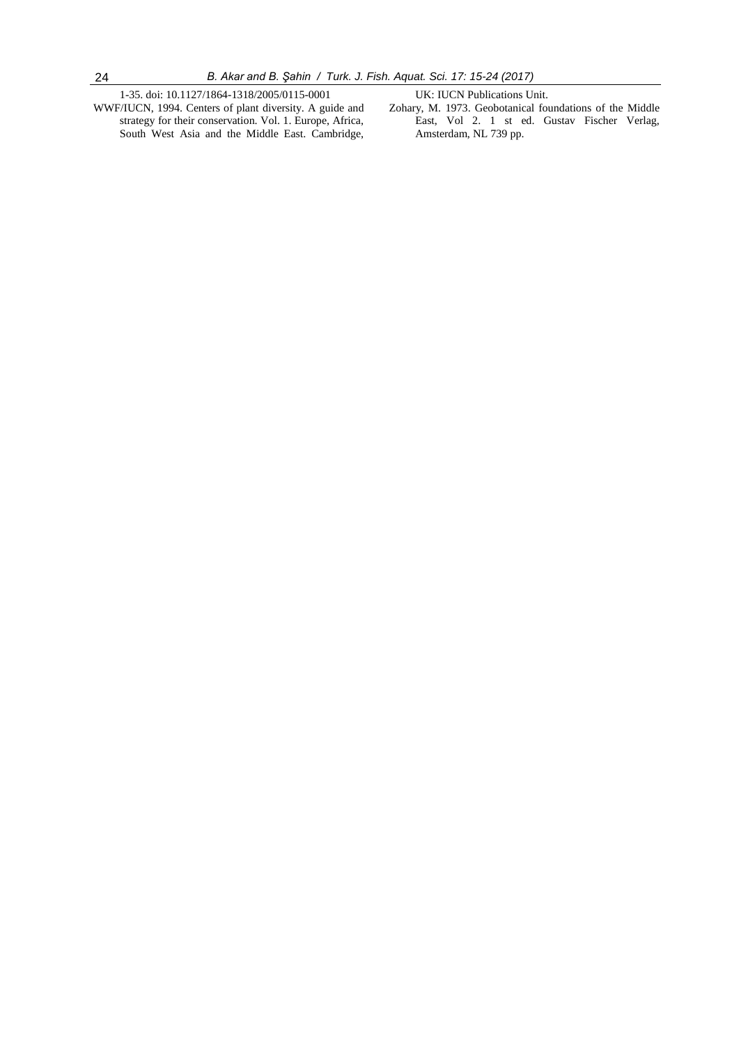1-35. doi: 10.1127/1864-1318/2005/0115-0001

WWF/IUCN, 1994. Centers of plant diversity. A guide and strategy for their conservation. Vol. 1. Europe, Africa, South West Asia and the Middle East. Cambridge, UK: IUCN Publications Unit.

Zohary, M. 1973. Geobotanical foundations of the Middle East, Vol 2. 1 st ed. Gustav Fischer Verlag, Amsterdam, NL 739 pp.